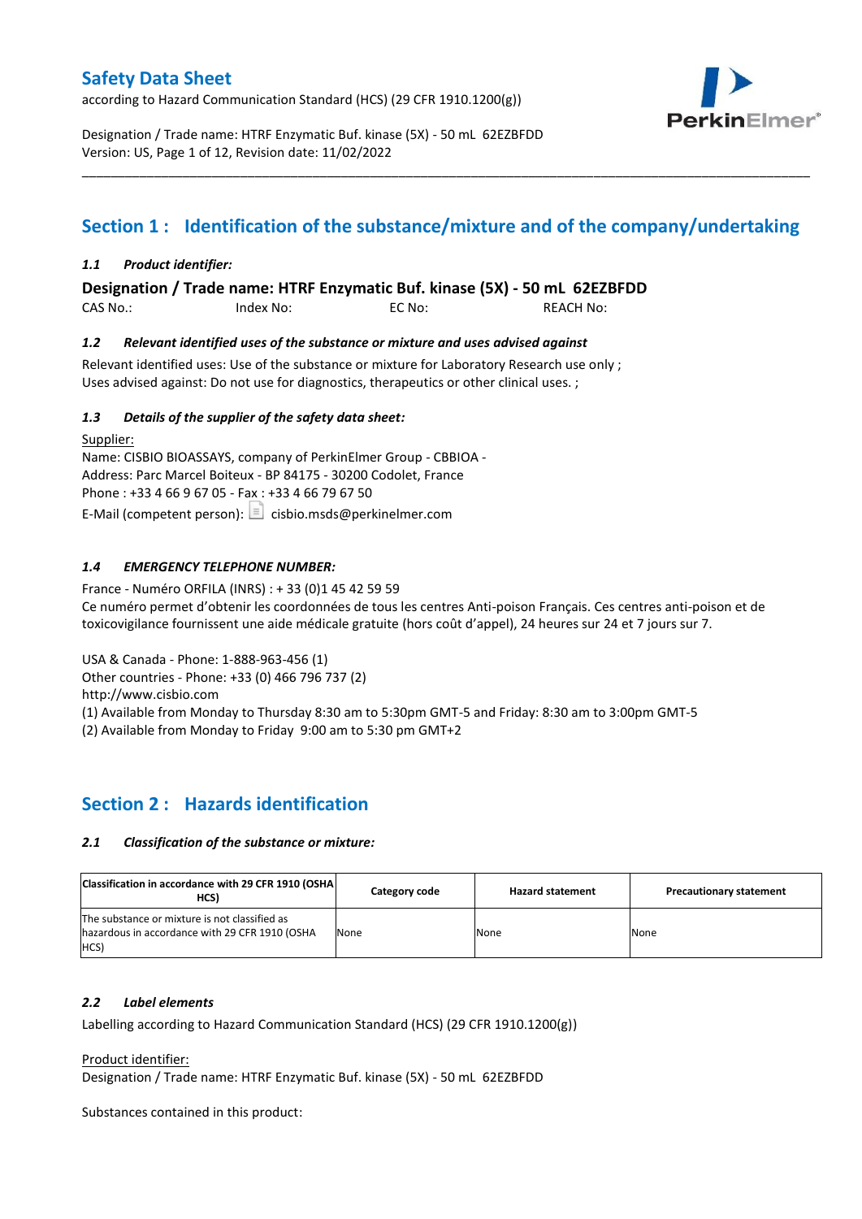# Safety Data Sheet

according to Hazard Communication Standard (HCS) (29 CFR 1910.1200(g))

Designation / Trade name: HTRF Enzymatic Buf. kinase (5X) - 50 mL 62EZBFDD
Version: US, Page 1 of 12, Revision date: 11/02/2022

## Section 1 : Identification of the substance/mixture and of the company/undertaking

### *1.1 Product identifier:*

**Designation / Trade name: HTRF Enzymatic Buf. kinase (5X) - 50 mL 62EZBFDD**

CAS No.: Index No: EC No: REACH No:

### *1.2 Relevant identified uses of the substance or mixture and uses advised against*

Relevant identified uses: Use of the substance or mixture for Laboratory Research use only ;
Uses advised against: Do not use for diagnostics, therapeutics or other clinical uses. ;

### *1.3 Details of the supplier of the safety data sheet:*

Supplier:
Name: CISBIO BIOASSAYS, company of PerkinElmer Group - CBBIOA -
Address: Parc Marcel Boiteux - BP 84175 - 30200 Codolet, France
Phone : +33 4 66 9 67 05 - Fax : +33 4 66 79 67 50
E-Mail (competent person): cisbio.msds@perkinelmer.com

### *1.4 EMERGENCY TELEPHONE NUMBER:*

France - Numéro ORFILA (INRS) : + 33 (0)1 45 42 59 59
Ce numéro permet d'obtenir les coordonnées de tous les centres Anti-poison Français. Ces centres anti-poison et de toxicovigilance fournissent une aide médicale gratuite (hors coût d'appel), 24 heures sur 24 et 7 jours sur 7.

USA & Canada - Phone: 1-888-963-456 (1)
Other countries - Phone: +33 (0) 466 796 737 (2)
http://www.cisbio.com
(1) Available from Monday to Thursday 8:30 am to 5:30pm GMT-5 and Friday: 8:30 am to 3:00pm GMT-5
(2) Available from Monday to Friday 9:00 am to 5:30 pm GMT+2

## Section 2 : Hazards identification

### *2.1 Classification of the substance or mixture:*

| Classification in accordance with 29 CFR 1910 (OSHA HCS) | Category code | Hazard statement | Precautionary statement |
|---|---|---|---|
| The substance or mixture is not classified as hazardous in accordance with 29 CFR 1910 (OSHA HCS) | None | None | None |

### *2.2 Label elements*

Labelling according to Hazard Communication Standard (HCS) (29 CFR 1910.1200(g))

Product identifier:
Designation / Trade name: HTRF Enzymatic Buf. kinase (5X) - 50 mL 62EZBFDD

Substances contained in this product: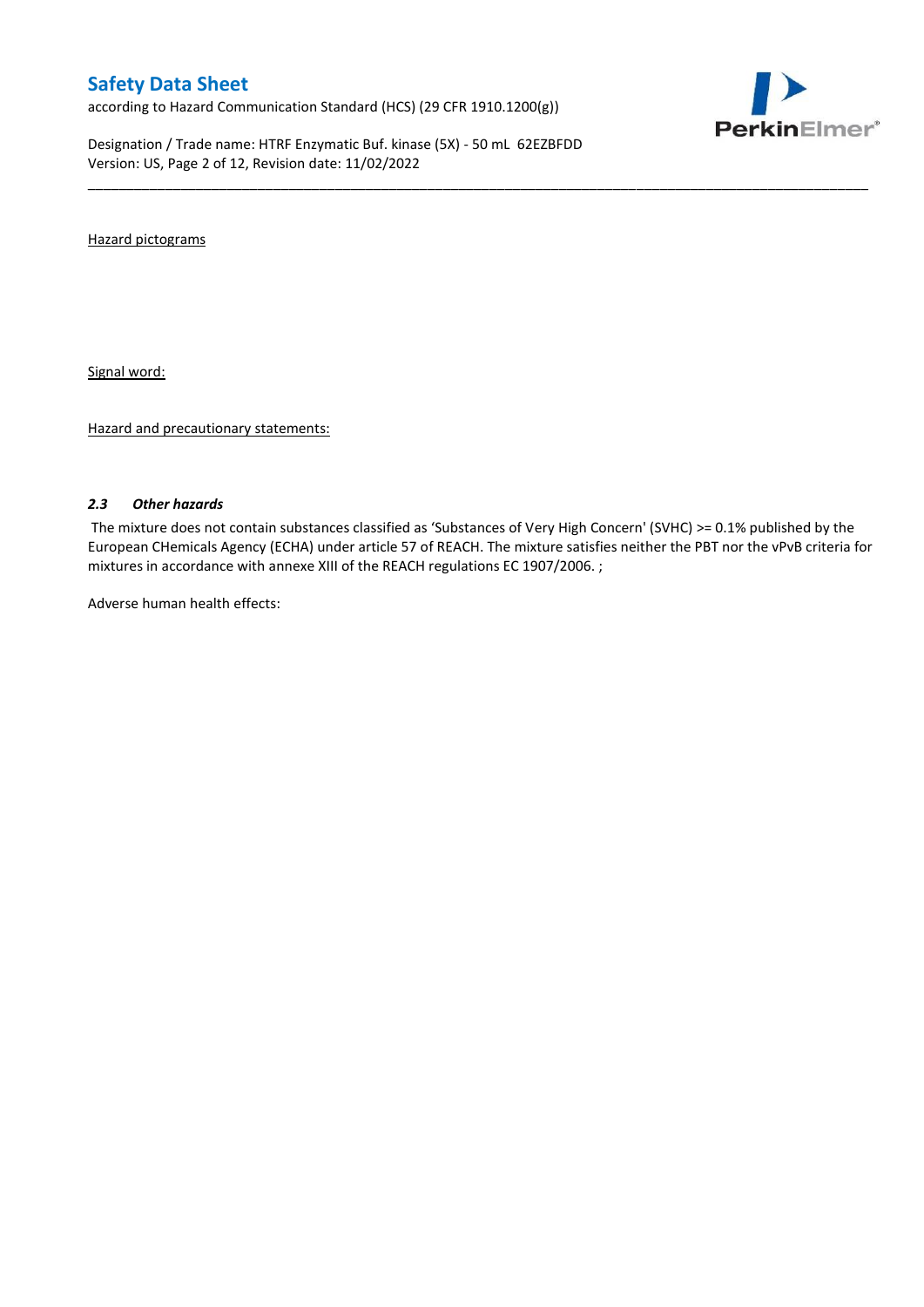Hazard pictograms

Signal word:

Hazard and precautionary statements:

### *2.3 Other hazards*

The mixture does not contain substances classified as 'Substances of Very High Concern' (SVHC) >= 0.1% published by the European CHemicals Agency (ECHA) under article 57 of REACH. The mixture satisfies neither the PBT nor the vPvB criteria for mixtures in accordance with annexe XIII of the REACH regulations EC 1907/2006. ;

Adverse human health effects: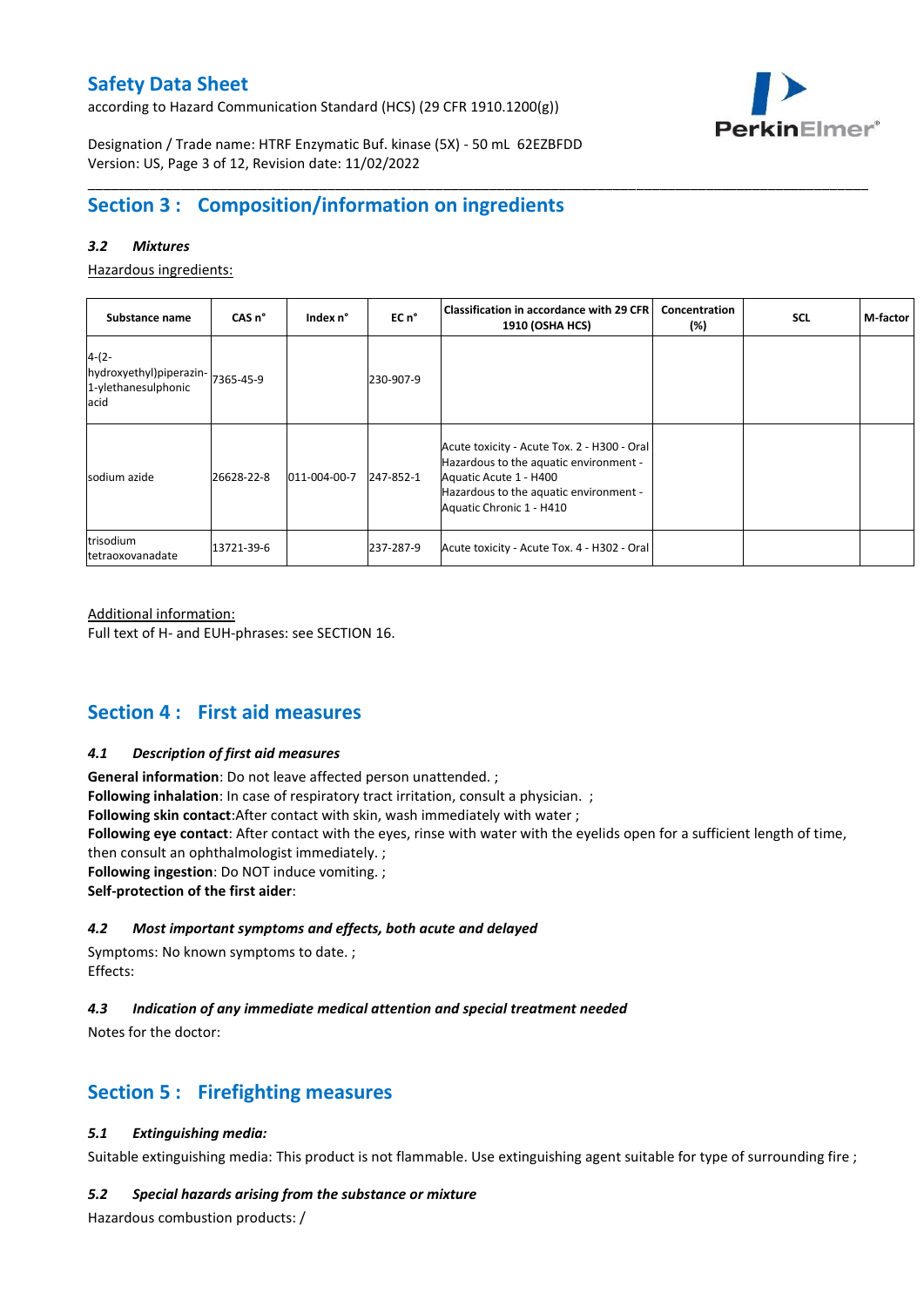# Section 3 : Composition/information on ingredients

### *3.2 Mixtures*

Hazardous ingredients:

| Substance name | CAS n° | Index n° | EC n° | Classification in accordance with 29 CFR 1910 (OSHA HCS) | Concentration (%) | SCL | M-factor |
|---|---|---|---|---|---|---|---|
| 4-(2-hydroxyethyl)piperazin-1-ylethanesulphonic acid | 7365-45-9 | | 230-907-9 | | | | |
| sodium azide | 26628-22-8 | 011-004-00-7 | 247-852-1 | Acute toxicity - Acute Tox. 2 - H300 - Oral<br>Hazardous to the aquatic environment - Aquatic Acute 1 - H400<br>Hazardous to the aquatic environment - Aquatic Chronic 1 - H410 | | | |
| trisodium tetraoxovanadate | 13721-39-6 | | 237-287-9 | Acute toxicity - Acute Tox. 4 - H302 - Oral | | | |

Additional information:
Full text of H- and EUH-phrases: see SECTION 16.

# Section 4 : First aid measures

### *4.1 Description of first aid measures*

**General information**: Do not leave affected person unattended. ;
**Following inhalation**: In case of respiratory tract irritation, consult a physician. ;
**Following skin contact**:After contact with skin, wash immediately with water ;
**Following eye contact**: After contact with the eyes, rinse with water with the eyelids open for a sufficient length of time, then consult an ophthalmologist immediately. ;
**Following ingestion**: Do NOT induce vomiting. ;
**Self-protection of the first aider**:

### *4.2 Most important symptoms and effects, both acute and delayed*

Symptoms: No known symptoms to date. ;
Effects:

### *4.3 Indication of any immediate medical attention and special treatment needed*

Notes for the doctor:

# Section 5 : Firefighting measures

### *5.1 Extinguishing media:*

Suitable extinguishing media: This product is not flammable. Use extinguishing agent suitable for type of surrounding fire ;

### *5.2 Special hazards arising from the substance or mixture*

Hazardous combustion products: /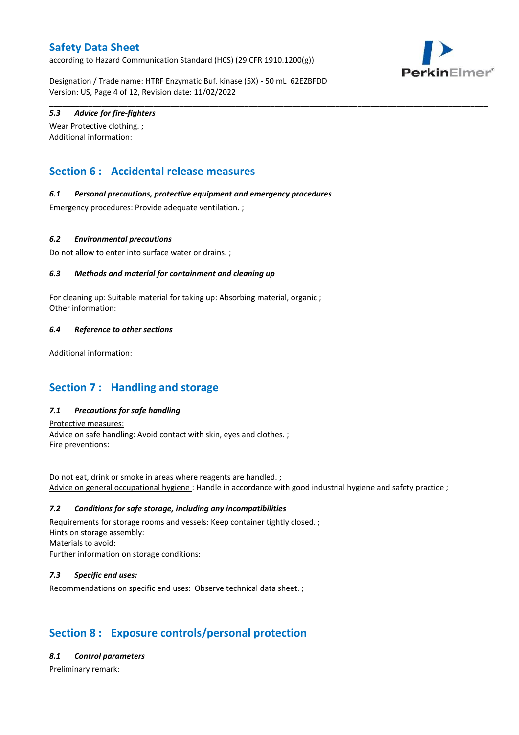#### 5.3 *Advice for fire-fighters*

Wear Protective clothing. ;
Additional information:

## Section 6 : Accidental release measures

#### 6.1 *Personal precautions, protective equipment and emergency procedures*

Emergency procedures: Provide adequate ventilation. ;

#### 6.2 *Environmental precautions*

Do not allow to enter into surface water or drains. ;

#### 6.3 *Methods and material for containment and cleaning up*

For cleaning up: Suitable material for taking up: Absorbing material, organic ;
Other information:

#### 6.4 *Reference to other sections*

Additional information:

## Section 7 : Handling and storage

#### 7.1 *Precautions for safe handling*

Protective measures:
Advice on safe handling: Avoid contact with skin, eyes and clothes. ;
Fire preventions:

Do not eat, drink or smoke in areas where reagents are handled. ;
Advice on general occupational hygiene : Handle in accordance with good industrial hygiene and safety practice ;

#### 7.2 *Conditions for safe storage, including any incompatibilities*

Requirements for storage rooms and vessels: Keep container tightly closed. ;
Hints on storage assembly:
Materials to avoid:
Further information on storage conditions:

#### 7.3 *Specific end uses:*

Recommendations on specific end uses: Observe technical data sheet. ;

## Section 8 : Exposure controls/personal protection

#### 8.1 *Control parameters*

Preliminary remark: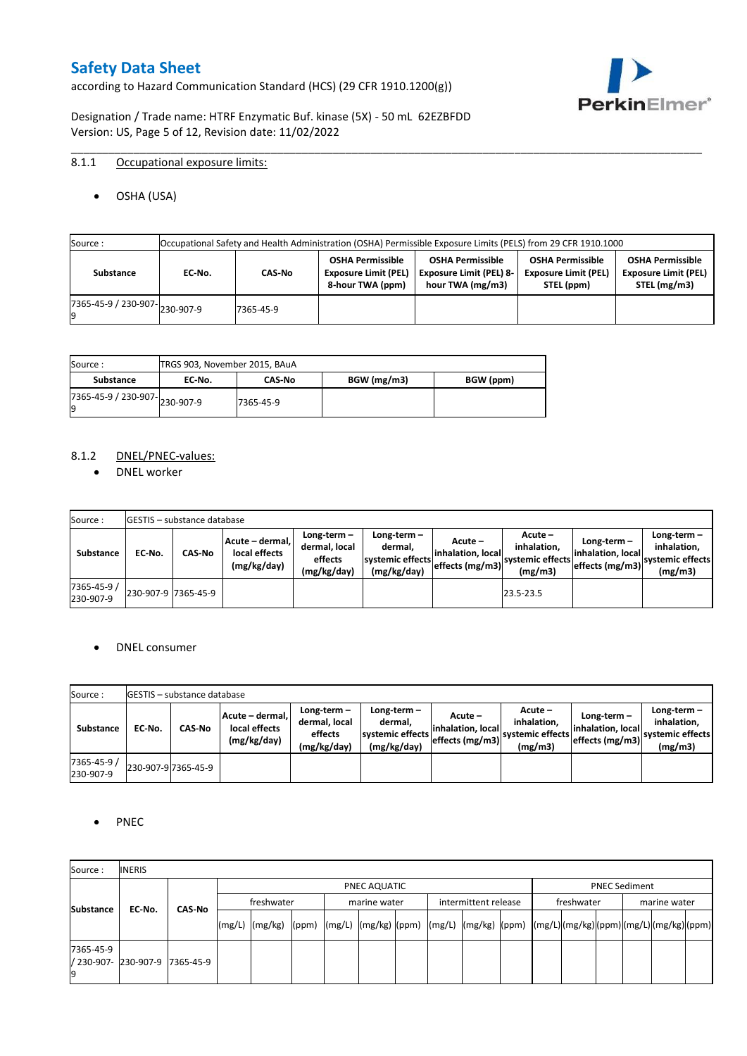8.1.1 Occupational exposure limits:

- OSHA (USA)

| Source : | Occupational Safety and Health Administration (OSHA) Permissible Exposure Limits (PELS) from 29 CFR 1910.1000 | | | | | |
|---|---|---|---|---|---|---|
| **Substance** | **EC-No.** | **CAS-No** | **OSHA Permissible Exposure Limit (PEL) 8-hour TWA (ppm)** | **OSHA Permissible Exposure Limit (PEL) 8-hour TWA (mg/m3)** | **OSHA Permissible Exposure Limit (PEL) STEL (ppm)** | **OSHA Permissible Exposure Limit (PEL) STEL (mg/m3)** |
| 7365-45-9 / 230-907-9 | 230-907-9 | 7365-45-9 | | | | |

| Source : | TRGS 903, November 2015, BAuA | | | |
|---|---|---|---|---|
| **Substance** | **EC-No.** | **CAS-No** | **BGW (mg/m3)** | **BGW (ppm)** |
| 7365-45-9 / 230-907-9 | 230-907-9 | 7365-45-9 | | |

8.1.2 DNEL/PNEC-values:

- DNEL worker

| Source : | GESTIS – substance database | | | | | | | | | |
|---|---|---|---|---|---|---|---|---|---|---|
| **Substance** | **EC-No.** | **CAS-No** | **Acute – dermal, local effects (mg/kg/day)** | **Long-term – dermal, local effects (mg/kg/day)** | **Long-term – dermal, systemic effects (mg/kg/day)** | **Acute – inhalation, local effects (mg/m3)** | **Acute – inhalation, systemic effects (mg/m3)** | **Long-term – inhalation, local effects (mg/m3)** | **Long-term – inhalation, systemic effects (mg/m3)** |
| 7365-45-9 / 230-907-9 | 230-907-9 | 7365-45-9 | | | | | 23.5-23.5 | | |

- DNEL consumer

| Source : | GESTIS – substance database | | | | | | | | | |
|---|---|---|---|---|---|---|---|---|---|---|
| **Substance** | **EC-No.** | **CAS-No** | **Acute – dermal, local effects (mg/kg/day)** | **Long-term – dermal, local effects (mg/kg/day)** | **Long-term – dermal, systemic effects (mg/kg/day)** | **Acute – inhalation, local effects (mg/m3)** | **Acute – inhalation, systemic effects (mg/m3)** | **Long-term – inhalation, local effects (mg/m3)** | **Long-term – inhalation, systemic effects (mg/m3)** |
| 7365-45-9 / 230-907-9 | 230-907-9 | 7365-45-9 | | | | | | | |

- PNEC

| Source : | INERIS | | | | | | | | | | | | | | | | | | | | |
|---|---|---|---|---|---|---|---|---|---|---|---|---|---|---|---|---|---|---|---|---|
| **Substance** | **EC-No.** | **CAS-No** | PNEC AQUATIC | | | | | | | | | PNEC Sediment | | | | | |
| | | | freshwater | | | marine water | | | intermittent release | | | freshwater | | | marine water | | |
| | | | (mg/L) | (mg/kg) | (ppm) | (mg/L) | (mg/kg) | (ppm) | (mg/L) | (mg/kg) | (ppm) | (mg/L) | (mg/kg) | (ppm) | (mg/L) | (mg/kg) | (ppm) |
| 7365-45-9 / 230-907-9 | 230-907-9 | 7365-45-9 | | | | | | | | | | | | | | | |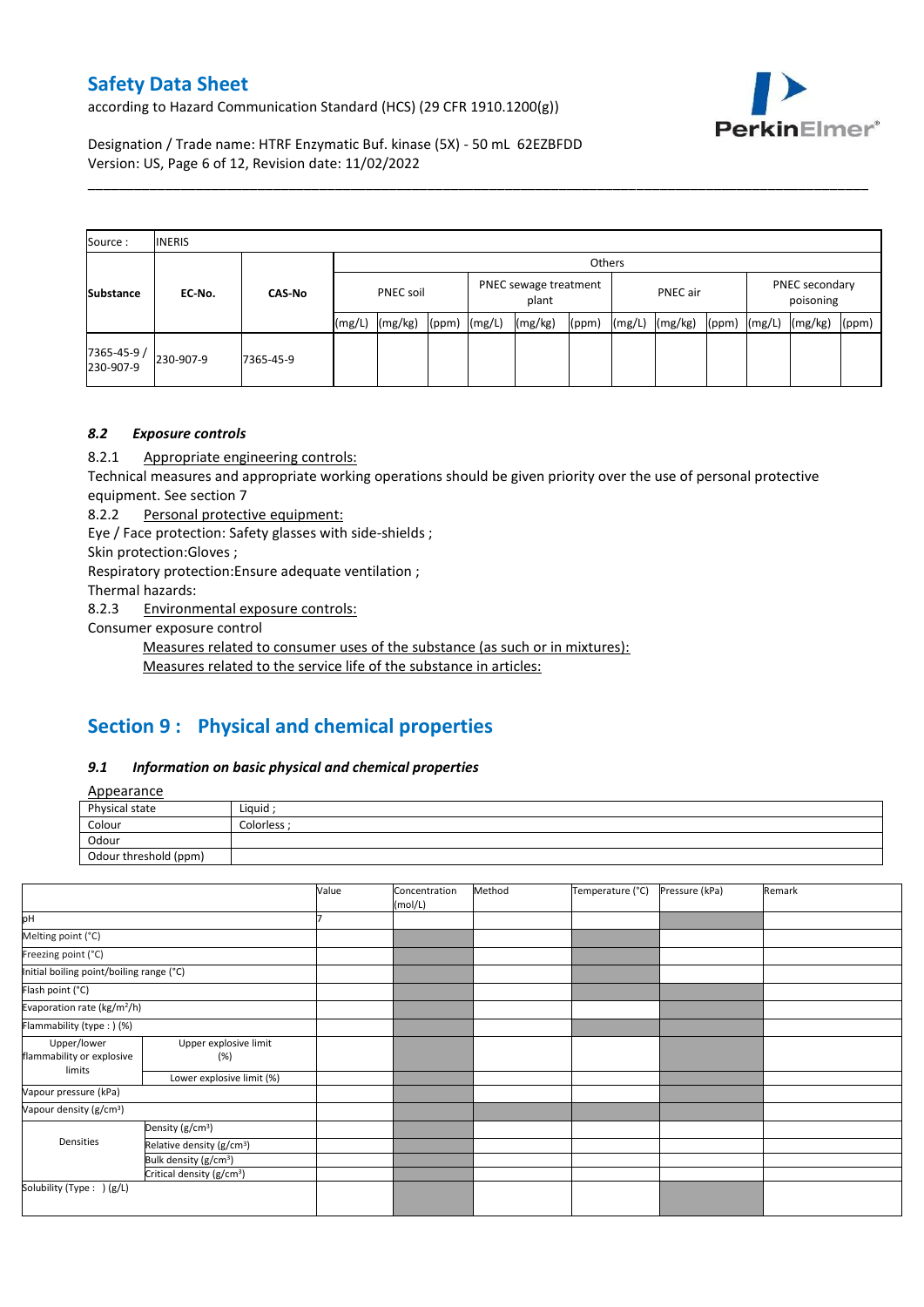| Source : | INERIS | | | | | | | | | | | | | | |
|---|---|---|---|---|---|---|---|---|---|---|---|---|---|---|---|
| | | | Others | | | | | | | | | | | | |
| Substance | EC-No. | CAS-No | PNEC soil | | | PNEC sewage treatment plant | | | PNEC air | | | PNEC secondary poisoning | | | |
| | | | (mg/L) | (mg/kg) | (ppm) | (mg/L) | (mg/kg) | (ppm) | (mg/L) | (mg/kg) | (ppm) | (mg/L) | (mg/kg) | (ppm) |
| 7365-45-9 / 230-907-9 | 230-907-9 | 7365-45-9 | | | | | | | | | | | | |

### 8.2 *Exposure controls*

8.2.1 Appropriate engineering controls:

Technical measures and appropriate working operations should be given priority over the use of personal protective equipment. See section 7

8.2.2 Personal protective equipment:

Eye / Face protection: Safety glasses with side-shields ;

Skin protection:Gloves ;

Respiratory protection:Ensure adequate ventilation ;

Thermal hazards:

8.2.3 Environmental exposure controls:

Consumer exposure control

Measures related to consumer uses of the substance (as such or in mixtures):

Measures related to the service life of the substance in articles:

## Section 9 : Physical and chemical properties

### 9.1 *Information on basic physical and chemical properties*

Appearance

| Physical state | Liquid ; |
|---|---|
| Colour | Colorless ; |
| Odour | |
| Odour threshold (ppm) | |

| | | Value | Concentration (mol/L) | Method | Temperature (°C) | Pressure (kPa) | Remark |
|---|---|---|---|---|---|---|---|
| pH | | 7 | | | | | |
| Melting point (°C) | | | | | | | |
| Freezing point (°C) | | | | | | | |
| Initial boiling point/boiling range (°C) | | | | | | | |
| Flash point (°C) | | | | | | | |
| Evaporation rate (kg/m²/h) | | | | | | | |
| Flammability (type : ) (%) | | | | | | | |
| Upper/lower flammability or explosive limits | Upper explosive limit (%) | | | | | | |
| | Lower explosive limit (%) | | | | | | |
| Vapour pressure (kPa) | | | | | | | |
| Vapour density (g/cm³) | | | | | | | |
| Densities | Density (g/cm³) | | | | | | |
| | Relative density (g/cm³) | | | | | | |
| | Bulk density (g/cm³) | | | | | | |
| | Critical density (g/cm³) | | | | | | |
| Solubility (Type : ) (g/L) | | | | | | | |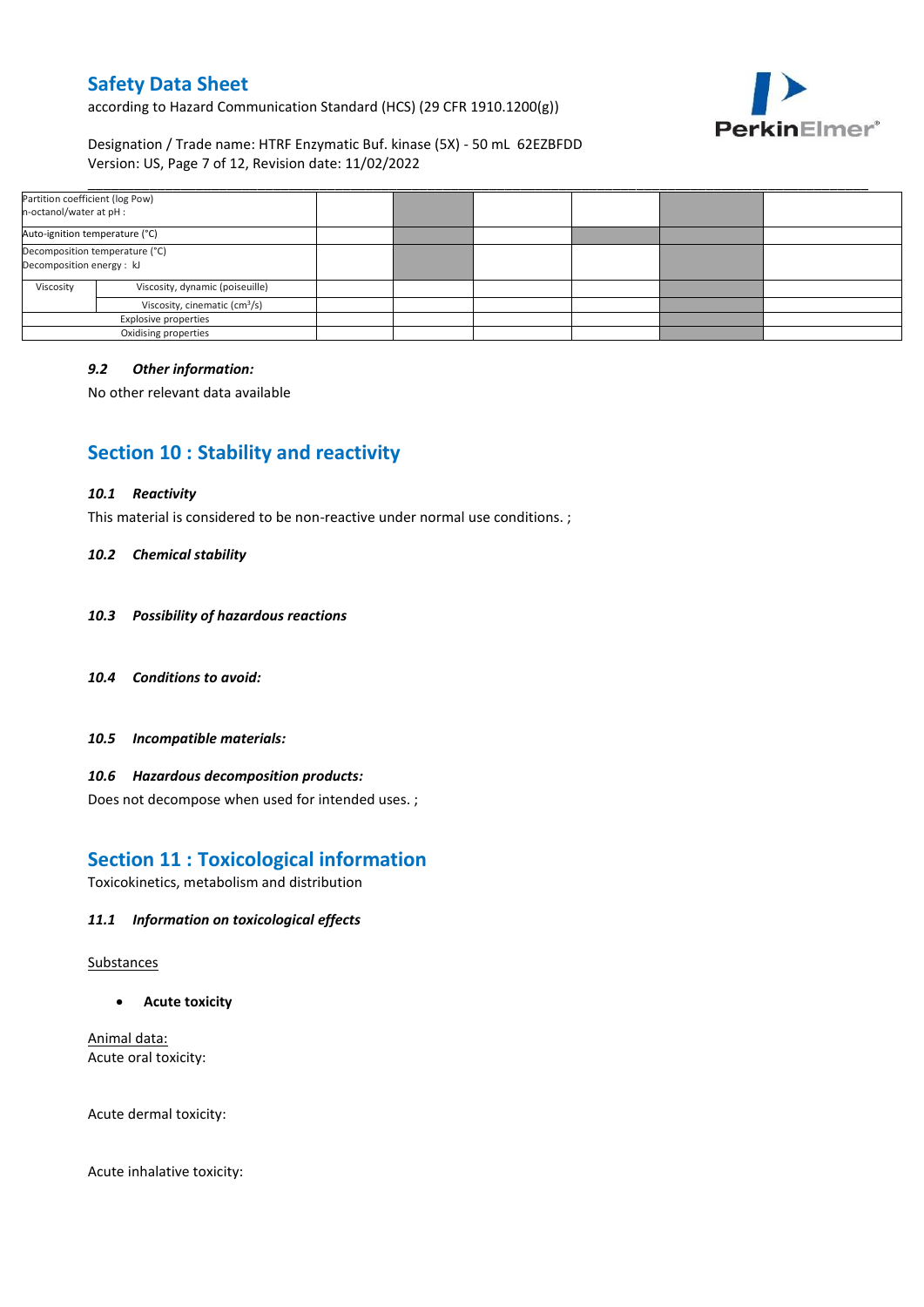| Partition coefficient (log Pow) n-octanol/water at pH : | | | | | | | |
|---|---|---|---|---|---|---|---|
| Auto-ignition temperature (°C) | | | | | | | |
| Decomposition temperature (°C) Decomposition energy : kJ | | | | | | | |
| Viscosity | Viscosity, dynamic (poiseuille) | | | | | | |
| | Viscosity, cinematic ($cm^3$/s) | | | | | | |
| Explosive properties | | | | | | | |
| Oxidising properties | | | | | | | |

### *9.2 Other information:*

No other relevant data available

## Section 10 : Stability and reactivity

### *10.1 Reactivity*

This material is considered to be non-reactive under normal use conditions. ;

### *10.2 Chemical stability*

### *10.3 Possibility of hazardous reactions*

### *10.4 Conditions to avoid:*

### *10.5 Incompatible materials:*

### *10.6 Hazardous decomposition products:*

Does not decompose when used for intended uses. ;

## Section 11 : Toxicological information

Toxicokinetics, metabolism and distribution

### *11.1 Information on toxicological effects*

Substances

- **Acute toxicity**

Animal data:
Acute oral toxicity:

Acute dermal toxicity:

Acute inhalative toxicity: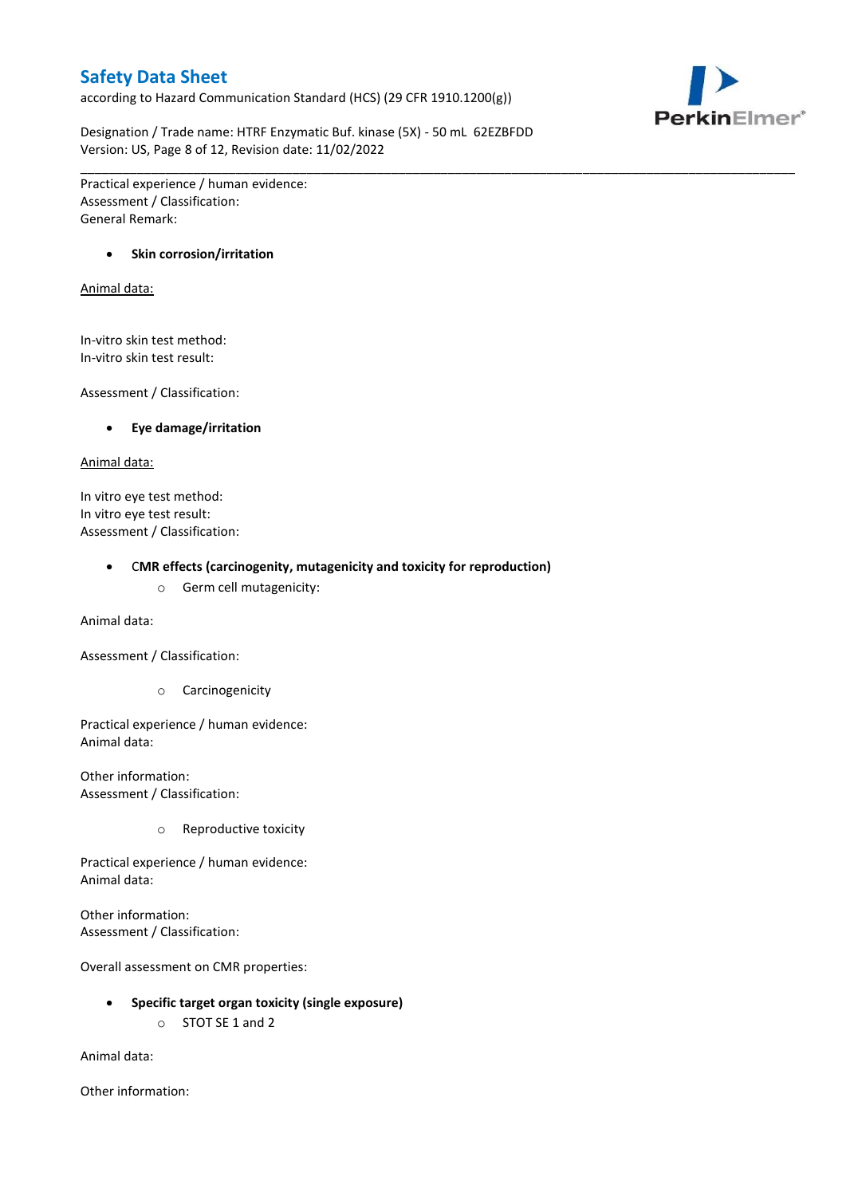Practical experience / human evidence:
Assessment / Classification:
General Remark:

- **Skin corrosion/irritation**

Animal data:

In-vitro skin test method:
In-vitro skin test result:

Assessment / Classification:

- **Eye damage/irritation**

Animal data:

In vitro eye test method:
In vitro eye test result:
Assessment / Classification:

- **CMR effects (carcinogenity, mutagenicity and toxicity for reproduction)**
  - Germ cell mutagenicity:

Animal data:

Assessment / Classification:

  - Carcinogenicity

Practical experience / human evidence:
Animal data:

Other information:
Assessment / Classification:

  - Reproductive toxicity

Practical experience / human evidence:
Animal data:

Other information:
Assessment / Classification:

Overall assessment on CMR properties:

- **Specific target organ toxicity (single exposure)**
  - STOT SE 1 and 2

Animal data:

Other information: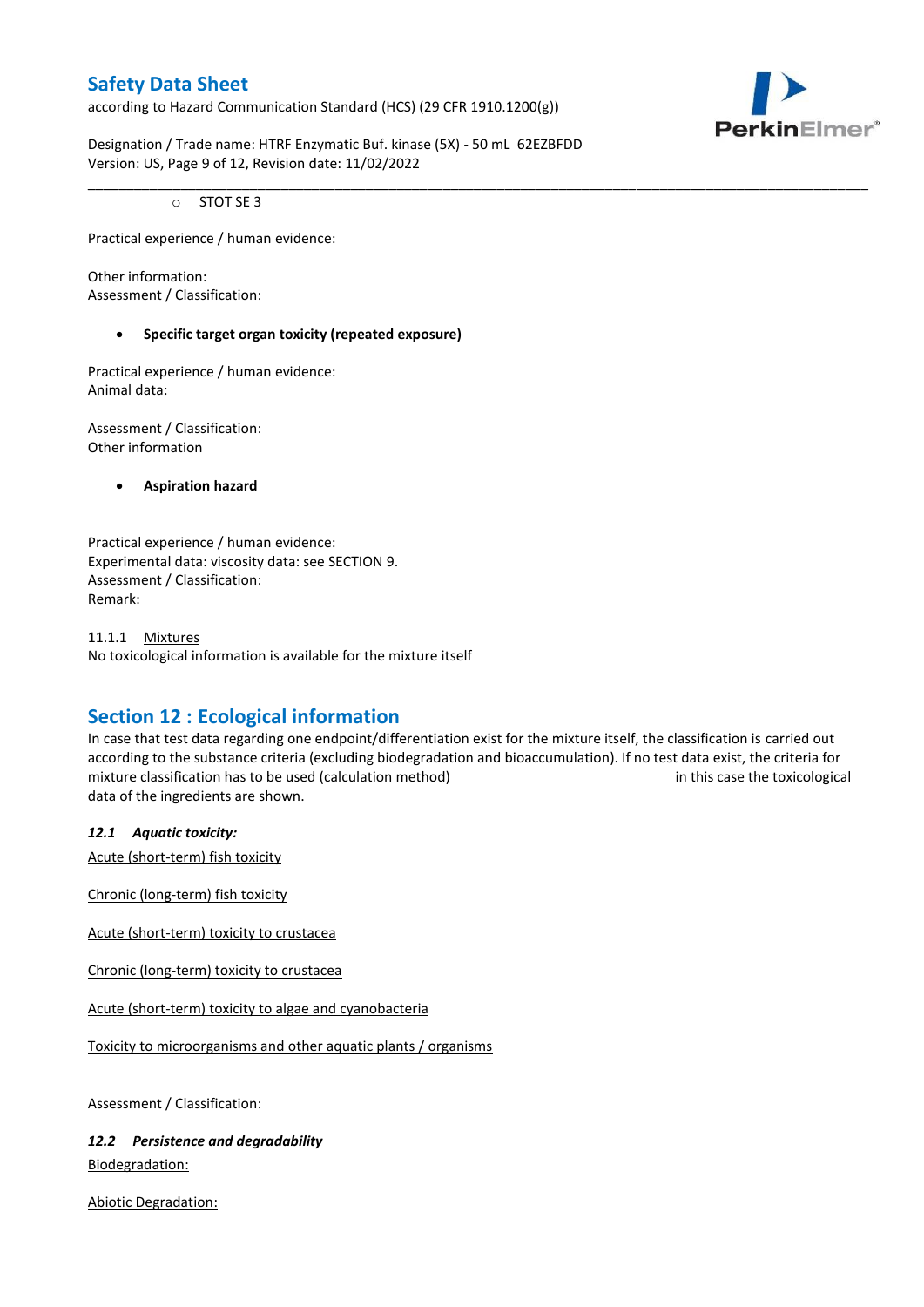- STOT SE 3

Practical experience / human evidence:

Other information:
Assessment / Classification:

- **Specific target organ toxicity (repeated exposure)**

Practical experience / human evidence:
Animal data:

Assessment / Classification:
Other information

- **Aspiration hazard**

Practical experience / human evidence:
Experimental data: viscosity data: see SECTION 9.
Assessment / Classification:
Remark:

11.1.1 Mixtures
No toxicological information is available for the mixture itself

## Section 12 : Ecological information

In case that test data regarding one endpoint/differentiation exist for the mixture itself, the classification is carried out according to the substance criteria (excluding biodegradation and bioaccumulation). If no test data exist, the criteria for mixture classification has to be used (calculation method) in this case the toxicological data of the ingredients are shown.

### *12.1 Aquatic toxicity:*

Acute (short-term) fish toxicity

Chronic (long-term) fish toxicity

Acute (short-term) toxicity to crustacea

Chronic (long-term) toxicity to crustacea

Acute (short-term) toxicity to algae and cyanobacteria

Toxicity to microorganisms and other aquatic plants / organisms

Assessment / Classification:

### *12.2 Persistence and degradability*

Biodegradation:

Abiotic Degradation: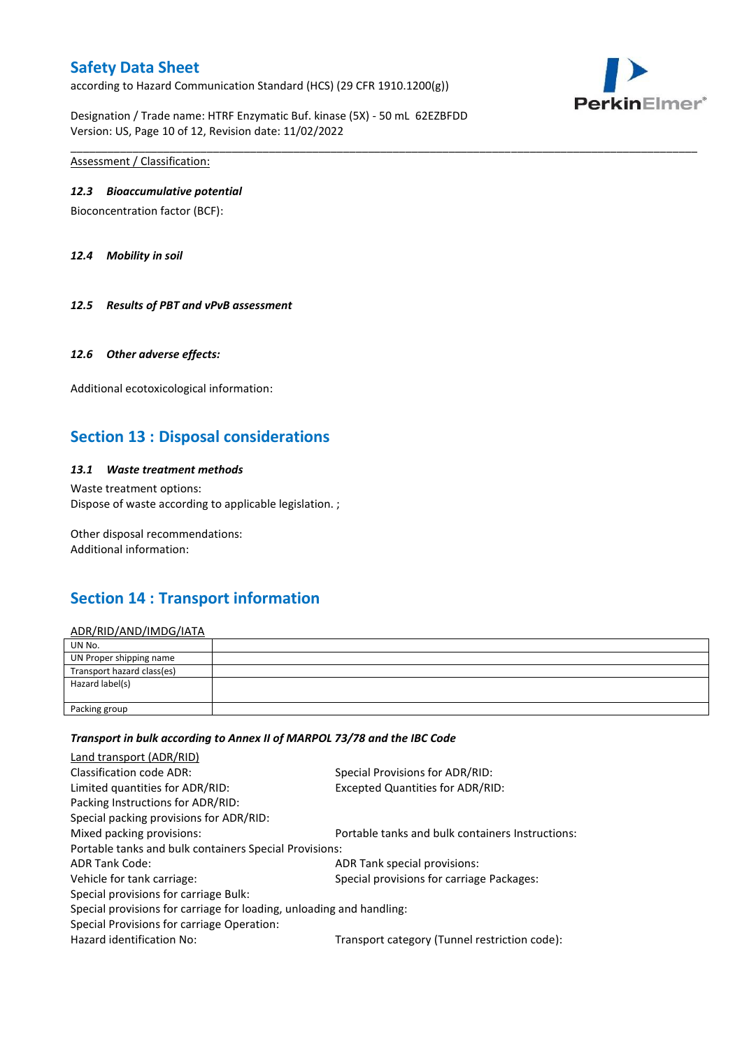Assessment / Classification:

***12.3 Bioaccumulative potential***

Bioconcentration factor (BCF):

***12.4 Mobility in soil***

***12.5 Results of PBT and vPvB assessment***

***12.6 Other adverse effects:***

Additional ecotoxicological information:

## Section 13 : Disposal considerations

***13.1 Waste treatment methods***

Waste treatment options:
Dispose of waste according to applicable legislation. ;

Other disposal recommendations:
Additional information:

## Section 14 : Transport information

ADR/RID/AND/IMDG/IATA

| UN No. | |
|---|---|
| UN Proper shipping name | |
| Transport hazard class(es) | |
| Hazard label(s) | |
| Packing group | |

***Transport in bulk according to Annex II of MARPOL 73/78 and the IBC Code***

Land transport (ADR/RID)

Classification code ADR:
Special Provisions for ADR/RID:
Limited quantities for ADR/RID:
Excepted Quantities for ADR/RID:
Packing Instructions for ADR/RID:
Special packing provisions for ADR/RID:
Mixed packing provisions:
Portable tanks and bulk containers Instructions:
Portable tanks and bulk containers Special Provisions:
ADR Tank Code:
ADR Tank special provisions:
Vehicle for tank carriage:
Special provisions for carriage Packages:
Special provisions for carriage Bulk:
Special provisions for carriage for loading, unloading and handling:
Special Provisions for carriage Operation:
Hazard identification No:
Transport category (Tunnel restriction code):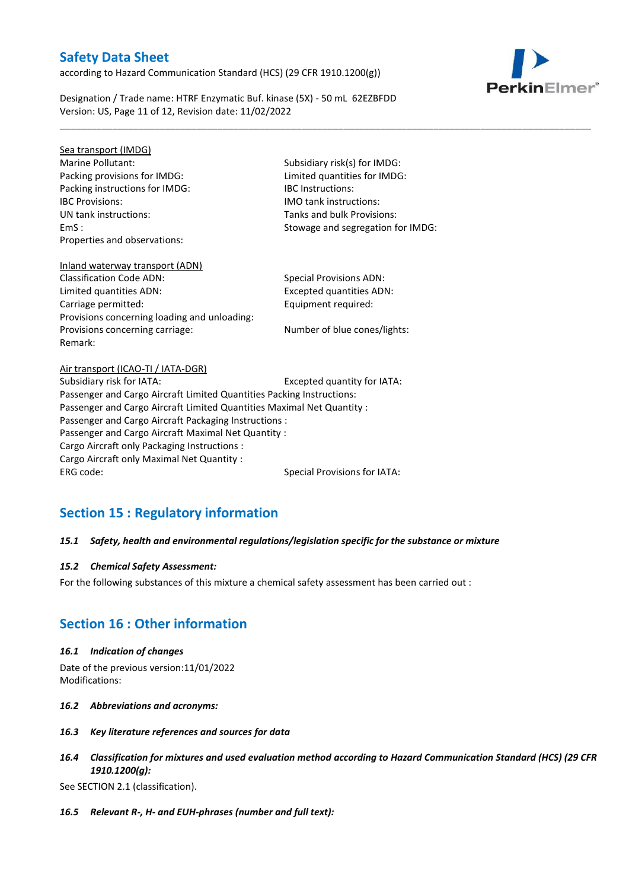Sea transport (IMDG)

Marine Pollutant:

Subsidiary risk(s) for IMDG:

Packing provisions for IMDG:

Limited quantities for IMDG:

Packing instructions for IMDG:

IBC Instructions:

IBC Provisions:

IMO tank instructions:

UN tank instructions:

Tanks and bulk Provisions:

EmS :

Stowage and segregation for IMDG:

Properties and observations:

Inland waterway transport (ADN)

Classification Code ADN:

Special Provisions ADN:

Limited quantities ADN:

Excepted quantities ADN:

Carriage permitted:

Equipment required:

Provisions concerning loading and unloading:

Provisions concerning carriage:

Number of blue cones/lights:

Remark:

Air transport (ICAO-TI / IATA-DGR)

Subsidiary risk for IATA:

Excepted quantity for IATA:

Passenger and Cargo Aircraft Limited Quantities Packing Instructions:

Passenger and Cargo Aircraft Limited Quantities Maximal Net Quantity :

Passenger and Cargo Aircraft Packaging Instructions :

Passenger and Cargo Aircraft Maximal Net Quantity :

Cargo Aircraft only Packaging Instructions :

Cargo Aircraft only Maximal Net Quantity :

ERG code:

Special Provisions for IATA:

## Section 15 : Regulatory information

***15.1 Safety, health and environmental regulations/legislation specific for the substance or mixture***

***15.2 Chemical Safety Assessment:***

For the following substances of this mixture a chemical safety assessment has been carried out :

## Section 16 : Other information

***16.1 Indication of changes***

Date of the previous version:11/01/2022

Modifications:

***16.2 Abbreviations and acronyms:***

***16.3 Key literature references and sources for data***

***16.4 Classification for mixtures and used evaluation method according to Hazard Communication Standard (HCS) (29 CFR 1910.1200(g):***

See SECTION 2.1 (classification).

***16.5 Relevant R-, H- and EUH-phrases (number and full text):***